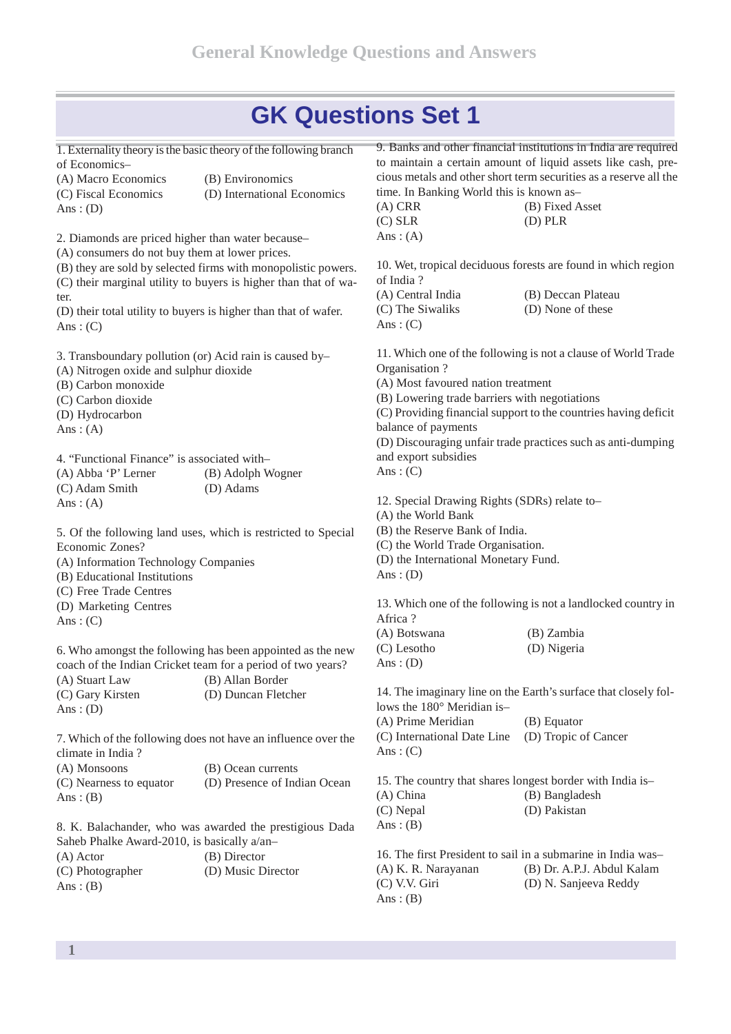# GK Questions Set 1

1. Externality theory is the basic theory of the following branch of Economics–
(A) Macro Economics (B) Environomics
(C) Fiscal Economics (D) International Economics
Ans : (D)

2. Diamonds are priced higher than water because–
(A) consumers do not buy them at lower prices.
(B) they are sold by selected firms with monopolistic powers.
(C) their marginal utility to buyers is higher than that of water.
(D) their total utility to buyers is higher than that of wafer.
Ans : (C)

3. Transboundary pollution (or) Acid rain is caused by–
(A) Nitrogen oxide and sulphur dioxide
(B) Carbon monoxide
(C) Carbon dioxide
(D) Hydrocarbon
Ans : (A)

4. "Functional Finance" is associated with–
(A) Abba 'P' Lerner (B) Adolph Wogner
(C) Adam Smith (D) Adams
Ans : (A)

5. Of the following land uses, which is restricted to Special Economic Zones?
(A) Information Technology Companies
(B) Educational Institutions
(C) Free Trade Centres
(D) Marketing Centres
Ans : (C)

6. Who amongst the following has been appointed as the new coach of the Indian Cricket team for a period of two years?
(A) Stuart Law (B) Allan Border
(C) Gary Kirsten (D) Duncan Fletcher
Ans : (D)

7. Which of the following does not have an influence over the climate in India ?
(A) Monsoons (B) Ocean currents
(C) Nearness to equator (D) Presence of Indian Ocean
Ans : (B)

8. K. Balachander, who was awarded the prestigious Dada Saheb Phalke Award-2010, is basically a/an–
(A) Actor (B) Director
(C) Photographer (D) Music Director
Ans : (B)

9. Banks and other financial institutions in India are required to maintain a certain amount of liquid assets like cash, precious metals and other short term securities as a reserve all the time. In Banking World this is known as–
(A) CRR (B) Fixed Asset
(C) SLR (D) PLR
Ans : (A)

10. Wet, tropical deciduous forests are found in which region of India ?
(A) Central India (B) Deccan Plateau
(C) The Siwaliks (D) None of these
Ans : (C)

11. Which one of the following is not a clause of World Trade Organisation ?
(A) Most favoured nation treatment
(B) Lowering trade barriers with negotiations
(C) Providing financial support to the countries having deficit balance of payments
(D) Discouraging unfair trade practices such as anti-dumping and export subsidies
Ans : (C)

12. Special Drawing Rights (SDRs) relate to–
(A) the World Bank
(B) the Reserve Bank of India.
(C) the World Trade Organisation.
(D) the International Monetary Fund.
Ans : (D)

13. Which one of the following is not a landlocked country in Africa ?
(A) Botswana (B) Zambia
(C) Lesotho (D) Nigeria
Ans : (D)

14. The imaginary line on the Earth's surface that closely follows the 180° Meridian is–
(A) Prime Meridian (B) Equator
(C) International Date Line (D) Tropic of Cancer
Ans : (C)

15. The country that shares longest border with India is–
(A) China (B) Bangladesh
(C) Nepal (D) Pakistan
Ans : (B)

16. The first President to sail in a submarine in India was–
(A) K. R. Narayanan (B) Dr. A.P.J. Abdul Kalam
(C) V.V. Giri (D) N. Sanjeeva Reddy
Ans : (B)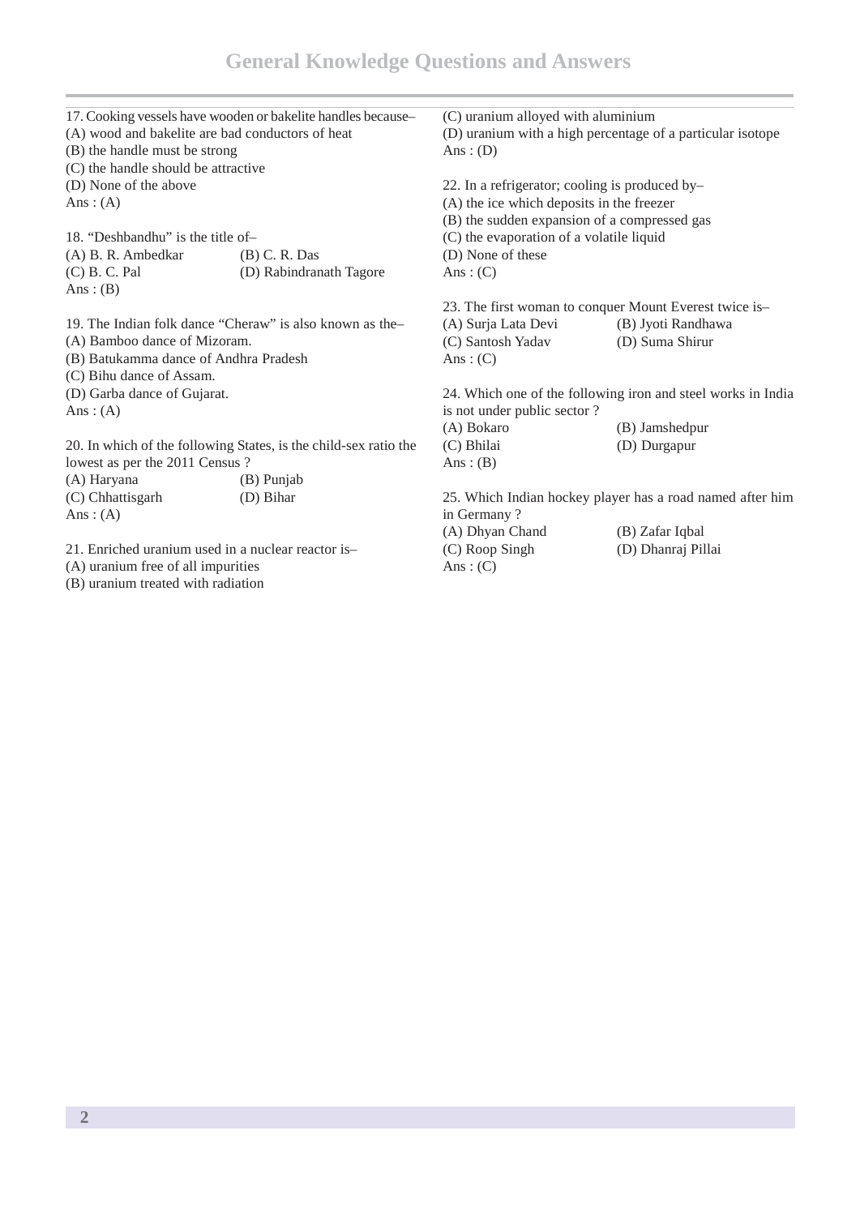17. Cooking vessels have wooden or bakelite handles because–
(A) wood and bakelite are bad conductors of heat
(B) the handle must be strong
(C) the handle should be attractive
(D) None of the above
Ans : (A)

18. "Deshbandhu" is the title of–
(A) B. R. Ambedkar (B) C. R. Das
(C) B. C. Pal (D) Rabindranath Tagore
Ans : (B)

19. The Indian folk dance "Cheraw" is also known as the–
(A) Bamboo dance of Mizoram.
(B) Batukamma dance of Andhra Pradesh
(C) Bihu dance of Assam.
(D) Garba dance of Gujarat.
Ans : (A)

20. In which of the following States, is the child-sex ratio the lowest as per the 2011 Census ?
(A) Haryana (B) Punjab
(C) Chhattisgarh (D) Bihar
Ans : (A)

21. Enriched uranium used in a nuclear reactor is–
(A) uranium free of all impurities
(B) uranium treated with radiation
(C) uranium alloyed with aluminium
(D) uranium with a high percentage of a particular isotope
Ans : (D)

22. In a refrigerator; cooling is produced by–
(A) the ice which deposits in the freezer
(B) the sudden expansion of a compressed gas
(C) the evaporation of a volatile liquid
(D) None of these
Ans : (C)

23. The first woman to conquer Mount Everest twice is–
(A) Surja Lata Devi (B) Jyoti Randhawa
(C) Santosh Yadav (D) Suma Shirur
Ans : (C)

24. Which one of the following iron and steel works in India is not under public sector ?
(A) Bokaro (B) Jamshedpur
(C) Bhilai (D) Durgapur
Ans : (B)

25. Which Indian hockey player has a road named after him in Germany ?
(A) Dhyan Chand (B) Zafar Iqbal
(C) Roop Singh (D) Dhanraj Pillai
Ans : (C)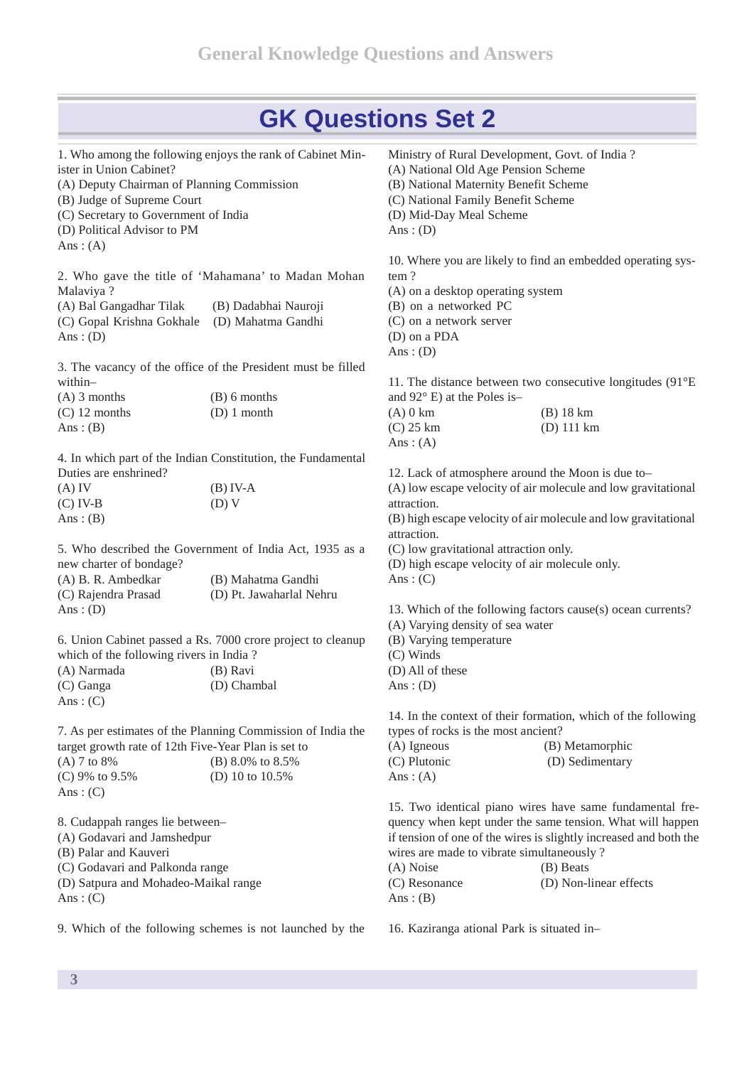# GK Questions Set 2

1. Who among the following enjoys the rank of Cabinet Minister in Union Cabinet?
(A) Deputy Chairman of Planning Commission
(B) Judge of Supreme Court
(C) Secretary to Government of India
(D) Political Advisor to PM
Ans : (A)

2. Who gave the title of 'Mahamana' to Madan Mohan Malaviya ?
(A) Bal Gangadhar Tilak (B) Dadabhai Nauroji
(C) Gopal Krishna Gokhale (D) Mahatma Gandhi
Ans : (D)

3. The vacancy of the office of the President must be filled within–
(A) 3 months (B) 6 months
(C) 12 months (D) 1 month
Ans : (B)

4. In which part of the Indian Constitution, the Fundamental Duties are enshrined?
(A) IV (B) IV-A
(C) IV-B (D) V
Ans : (B)

5. Who described the Government of India Act, 1935 as a new charter of bondage?
(A) B. R. Ambedkar (B) Mahatma Gandhi
(C) Rajendra Prasad (D) Pt. Jawaharlal Nehru
Ans : (D)

6. Union Cabinet passed a Rs. 7000 crore project to cleanup which of the following rivers in India ?
(A) Narmada (B) Ravi
(C) Ganga (D) Chambal
Ans : (C)

7. As per estimates of the Planning Commission of India the target growth rate of 12th Five-Year Plan is set to
(A) 7 to 8% (B) 8.0% to 8.5%
(C) 9% to 9.5% (D) 10 to 10.5%
Ans : (C)

8. Cudappah ranges lie between–
(A) Godavari and Jamshedpur
(B) Palar and Kauveri
(C) Godavari and Palkonda range
(D) Satpura and Mohadeo-Maikal range
Ans : (C)

9. Which of the following schemes is not launched by the Ministry of Rural Development, Govt. of India ?
(A) National Old Age Pension Scheme
(B) National Maternity Benefit Scheme
(C) National Family Benefit Scheme
(D) Mid-Day Meal Scheme
Ans : (D)

10. Where you are likely to find an embedded operating system ?
(A) on a desktop operating system
(B) on a networked PC
(C) on a network server
(D) on a PDA
Ans : (D)

11. The distance between two consecutive longitudes (91°E and 92° E) at the Poles is–
(A) 0 km (B) 18 km
(C) 25 km (D) 111 km
Ans : (A)

12. Lack of atmosphere around the Moon is due to–
(A) low escape velocity of air molecule and low gravitational attraction.
(B) high escape velocity of air molecule and low gravitational attraction.
(C) low gravitational attraction only.
(D) high escape velocity of air molecule only.
Ans : (C)

13. Which of the following factors cause(s) ocean currents?
(A) Varying density of sea water
(B) Varying temperature
(C) Winds
(D) All of these
Ans : (D)

14. In the context of their formation, which of the following types of rocks is the most ancient?
(A) Igneous (B) Metamorphic
(C) Plutonic (D) Sedimentary
Ans : (A)

15. Two identical piano wires have same fundamental frequency when kept under the same tension. What will happen if tension of one of the wires is slightly increased and both the wires are made to vibrate simultaneously ?
(A) Noise (B) Beats
(C) Resonance (D) Non-linear effects
Ans : (B)

16. Kaziranga ational Park is situated in–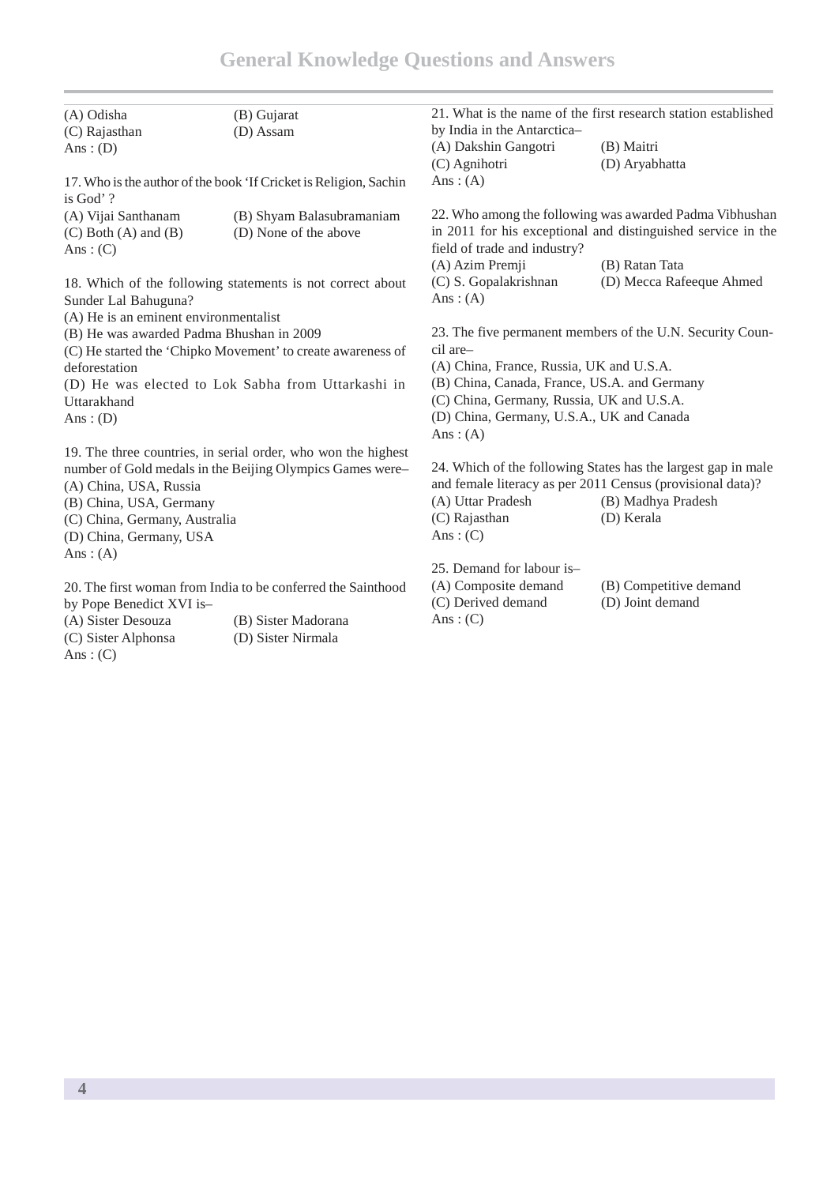(A) Odisha (B) Gujarat
(C) Rajasthan (D) Assam
Ans : (D)

17. Who is the author of the book 'If Cricket is Religion, Sachin is God' ?
(A) Vijai Santhanam (B) Shyam Balasubramaniam
(C) Both (A) and (B) (D) None of the above
Ans : (C)

18. Which of the following statements is not correct about Sunder Lal Bahuguna?
(A) He is an eminent environmentalist
(B) He was awarded Padma Bhushan in 2009
(C) He started the 'Chipko Movement' to create awareness of deforestation
(D) He was elected to Lok Sabha from Uttarkashi in Uttarakhand
Ans : (D)

19. The three countries, in serial order, who won the highest number of Gold medals in the Beijing Olympics Games were–
(A) China, USA, Russia
(B) China, USA, Germany
(C) China, Germany, Australia
(D) China, Germany, USA
Ans : (A)

20. The first woman from India to be conferred the Sainthood by Pope Benedict XVI is–
(A) Sister Desouza (B) Sister Madorana
(C) Sister Alphonsa (D) Sister Nirmala
Ans : (C)

21. What is the name of the first research station established by India in the Antarctica–
(A) Dakshin Gangotri (B) Maitri
(C) Agnihotri (D) Aryabhatta
Ans : (A)

22. Who among the following was awarded Padma Vibhushan in 2011 for his exceptional and distinguished service in the field of trade and industry?
(A) Azim Premji (B) Ratan Tata
(C) S. Gopalakrishnan (D) Mecca Rafeeque Ahmed
Ans : (A)

23. The five permanent members of the U.N. Security Council are–
(A) China, France, Russia, UK and U.S.A.
(B) China, Canada, France, US.A. and Germany
(C) China, Germany, Russia, UK and U.S.A.
(D) China, Germany, U.S.A., UK and Canada
Ans : (A)

24. Which of the following States has the largest gap in male and female literacy as per 2011 Census (provisional data)?
(A) Uttar Pradesh (B) Madhya Pradesh
(C) Rajasthan (D) Kerala
Ans : (C)

25. Demand for labour is–
(A) Composite demand (B) Competitive demand
(C) Derived demand (D) Joint demand
Ans : (C)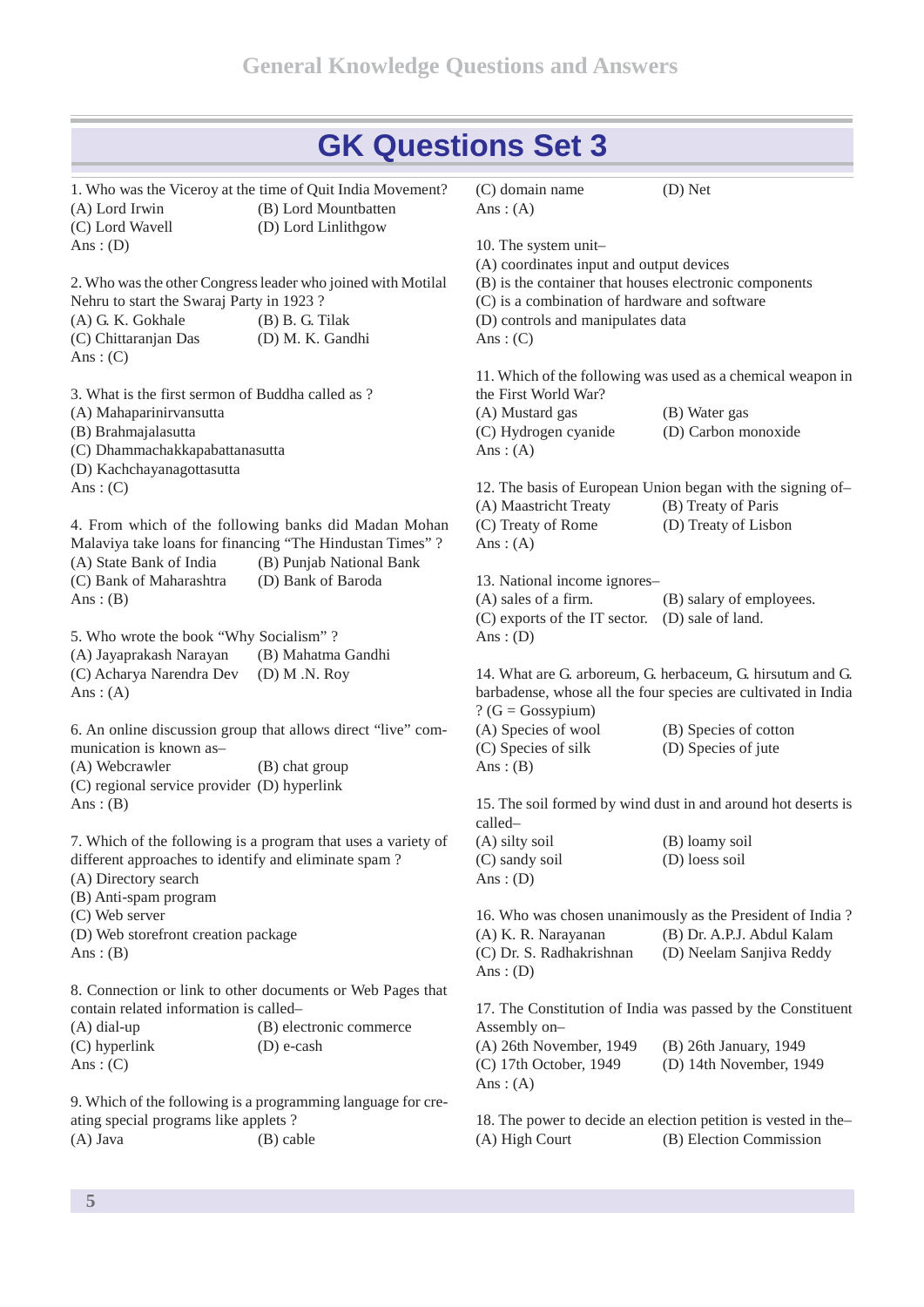# GK Questions Set 3

1. Who was the Viceroy at the time of Quit India Movement?
(A) Lord Irwin (B) Lord Mountbatten
(C) Lord Wavell (D) Lord Linlithgow
Ans : (D)

2. Who was the other Congress leader who joined with Motilal Nehru to start the Swaraj Party in 1923 ?
(A) G. K. Gokhale (B) B. G. Tilak
(C) Chittaranjan Das (D) M. K. Gandhi
Ans : (C)

3. What is the first sermon of Buddha called as ?
(A) Mahaparinirvansutta
(B) Brahmajalasutta
(C) Dhammachakkapabattanasutta
(D) Kachchayanagottasutta
Ans : (C)

4. From which of the following banks did Madan Mohan Malaviya take loans for financing "The Hindustan Times" ?
(A) State Bank of India (B) Punjab National Bank
(C) Bank of Maharashtra (D) Bank of Baroda
Ans : (B)

5. Who wrote the book "Why Socialism" ?
(A) Jayaprakash Narayan (B) Mahatma Gandhi
(C) Acharya Narendra Dev (D) M .N. Roy
Ans : (A)

6. An online discussion group that allows direct "live" communication is known as–
(A) Webcrawler (B) chat group
(C) regional service provider (D) hyperlink
Ans : (B)

7. Which of the following is a program that uses a variety of different approaches to identify and eliminate spam ?
(A) Directory search
(B) Anti-spam program
(C) Web server
(D) Web storefront creation package
Ans : (B)

8. Connection or link to other documents or Web Pages that contain related information is called–
(A) dial-up (B) electronic commerce
(C) hyperlink (D) e-cash
Ans : (C)

9. Which of the following is a programming language for creating special programs like applets ?
(A) Java (B) cable
(C) domain name (D) Net
Ans : (A)

10. The system unit–
(A) coordinates input and output devices
(B) is the container that houses electronic components
(C) is a combination of hardware and software
(D) controls and manipulates data
Ans : (C)

11. Which of the following was used as a chemical weapon in the First World War?
(A) Mustard gas (B) Water gas
(C) Hydrogen cyanide (D) Carbon monoxide
Ans : (A)

12. The basis of European Union began with the signing of–
(A) Maastricht Treaty (B) Treaty of Paris
(C) Treaty of Rome (D) Treaty of Lisbon
Ans : (A)

13. National income ignores–
(A) sales of a firm. (B) salary of employees.
(C) exports of the IT sector. (D) sale of land.
Ans : (D)

14. What are G. arboreum, G. herbaceum, G. hirsutum and G. barbadense, whose all the four species are cultivated in India ? (G = Gossypium)
(A) Species of wool (B) Species of cotton
(C) Species of silk (D) Species of jute
Ans : (B)

15. The soil formed by wind dust in and around hot deserts is called–
(A) silty soil (B) loamy soil
(C) sandy soil (D) loess soil
Ans : (D)

16. Who was chosen unanimously as the President of India ?
(A) K. R. Narayanan (B) Dr. A.P.J. Abdul Kalam
(C) Dr. S. Radhakrishnan (D) Neelam Sanjiva Reddy
Ans : (D)

17. The Constitution of India was passed by the Constituent Assembly on–
(A) 26th November, 1949 (B) 26th January, 1949
(C) 17th October, 1949 (D) 14th November, 1949
Ans : (A)

18. The power to decide an election petition is vested in the–
(A) High Court (B) Election Commission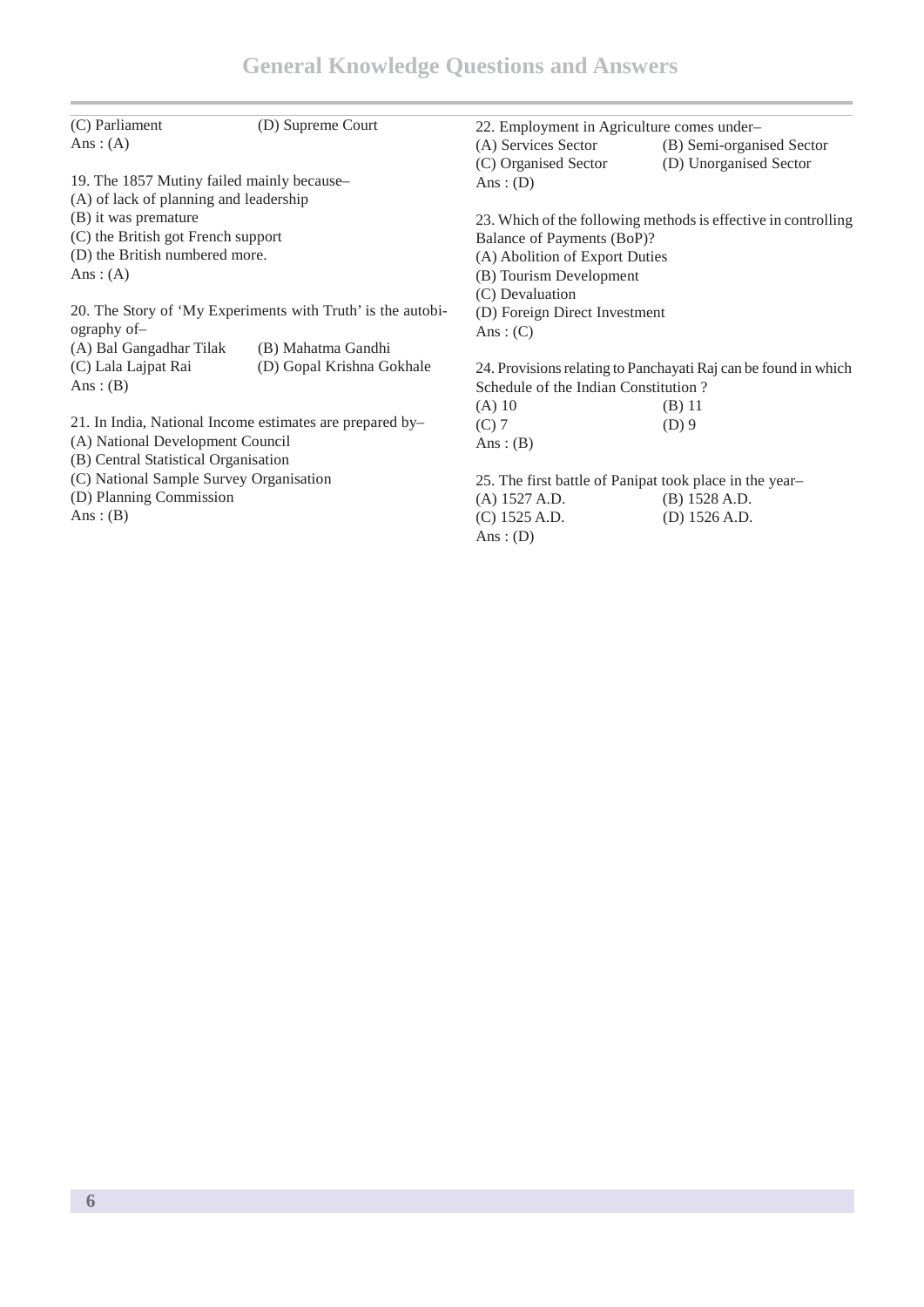(C) Parliament (D) Supreme Court

Ans : (A)

19. The 1857 Mutiny failed mainly because–

(A) of lack of planning and leadership

(B) it was premature

(C) the British got French support

(D) the British numbered more.

Ans : (A)

20. The Story of 'My Experiments with Truth' is the autobiography of–

(A) Bal Gangadhar Tilak (B) Mahatma Gandhi

(C) Lala Lajpat Rai (D) Gopal Krishna Gokhale

Ans : (B)

21. In India, National Income estimates are prepared by–

(A) National Development Council

(B) Central Statistical Organisation

(C) National Sample Survey Organisation

(D) Planning Commission

Ans : (B)

22. Employment in Agriculture comes under–

(A) Services Sector (B) Semi-organised Sector

(C) Organised Sector (D) Unorganised Sector

Ans : (D)

23. Which of the following methods is effective in controlling Balance of Payments (BoP)?

(A) Abolition of Export Duties

(B) Tourism Development

(C) Devaluation

(D) Foreign Direct Investment

Ans : (C)

24. Provisions relating to Panchayati Raj can be found in which Schedule of the Indian Constitution ?

(A) 10 (B) 11

(C) 7 (D) 9

Ans : (B)

25. The first battle of Panipat took place in the year–

(A) 1527 A.D. (B) 1528 A.D.

(C) 1525 A.D. (D) 1526 A.D.

Ans : (D)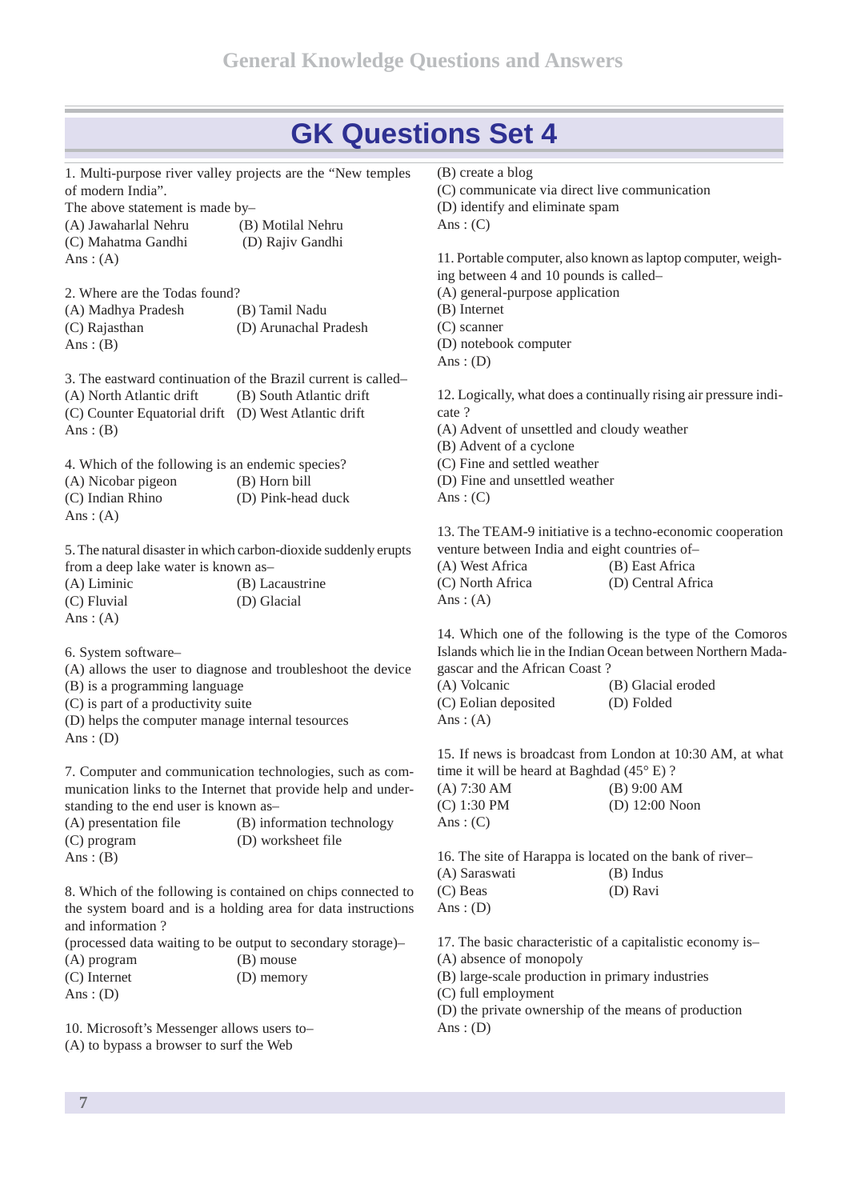# GK Questions Set 4

1. Multi-purpose river valley projects are the "New temples of modern India".
The above statement is made by–
(A) Jawaharlal Nehru (B) Motilal Nehru
(C) Mahatma Gandhi (D) Rajiv Gandhi
Ans : (A)

2. Where are the Todas found?
(A) Madhya Pradesh (B) Tamil Nadu
(C) Rajasthan (D) Arunachal Pradesh
Ans : (B)

3. The eastward continuation of the Brazil current is called–
(A) North Atlantic drift (B) South Atlantic drift
(C) Counter Equatorial drift (D) West Atlantic drift
Ans : (B)

4. Which of the following is an endemic species?
(A) Nicobar pigeon (B) Horn bill
(C) Indian Rhino (D) Pink-head duck
Ans : (A)

5. The natural disaster in which carbon-dioxide suddenly erupts from a deep lake water is known as–
(A) Liminic (B) Lacaustrine
(C) Fluvial (D) Glacial
Ans : (A)

6. System software–
(A) allows the user to diagnose and troubleshoot the device
(B) is a programming language
(C) is part of a productivity suite
(D) helps the computer manage internal tesources
Ans : (D)

7. Computer and communication technologies, such as communication links to the Internet that provide help and understanding to the end user is known as–
(A) presentation file (B) information technology
(C) program (D) worksheet file
Ans : (B)

8. Which of the following is contained on chips connected to the system board and is a holding area for data instructions and information ?
(processed data waiting to be output to secondary storage)–
(A) program (B) mouse
(C) Internet (D) memory
Ans : (D)

10. Microsoft's Messenger allows users to–
(A) to bypass a browser to surf the Web
(B) create a blog
(C) communicate via direct live communication
(D) identify and eliminate spam
Ans : (C)

11. Portable computer, also known as laptop computer, weighing between 4 and 10 pounds is called–
(A) general-purpose application
(B) Internet
(C) scanner
(D) notebook computer
Ans : (D)

12. Logically, what does a continually rising air pressure indicate ?
(A) Advent of unsettled and cloudy weather
(B) Advent of a cyclone
(C) Fine and settled weather
(D) Fine and unsettled weather
Ans : (C)

13. The TEAM-9 initiative is a techno-economic cooperation venture between India and eight countries of–
(A) West Africa (B) East Africa
(C) North Africa (D) Central Africa
Ans : (A)

14. Which one of the following is the type of the Comoros Islands which lie in the Indian Ocean between Northern Madagascar and the African Coast ?
(A) Volcanic (B) Glacial eroded
(C) Eolian deposited (D) Folded
Ans : (A)

15. If news is broadcast from London at 10:30 AM, at what time it will be heard at Baghdad (45° E) ?
(A) 7:30 AM (B) 9:00 AM
(C) 1:30 PM (D) 12:00 Noon
Ans : (C)

16. The site of Harappa is located on the bank of river–
(A) Saraswati (B) Indus
(C) Beas (D) Ravi
Ans : (D)

17. The basic characteristic of a capitalistic economy is–
(A) absence of monopoly
(B) large-scale production in primary industries
(C) full employment
(D) the private ownership of the means of production
Ans : (D)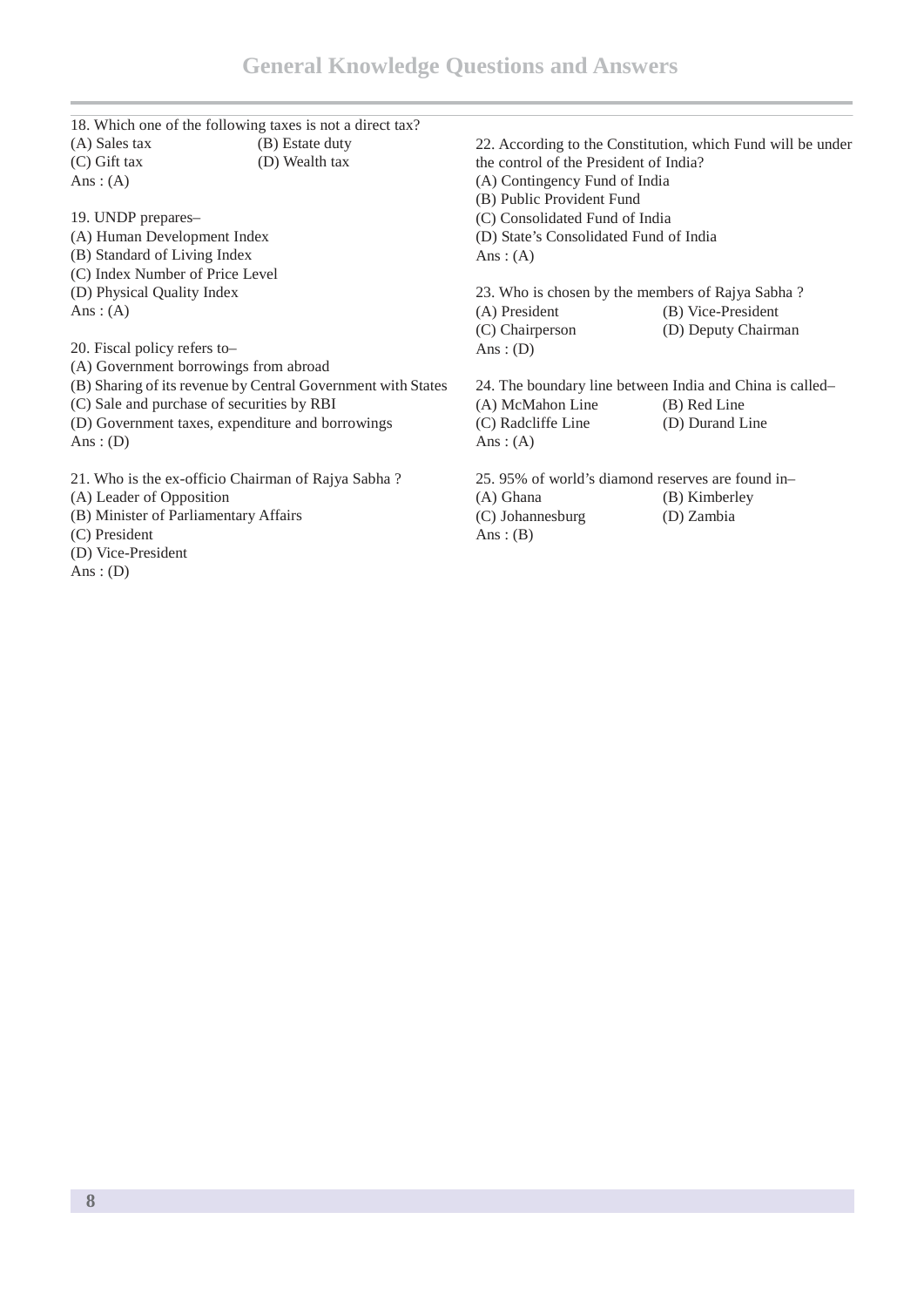18. Which one of the following taxes is not a direct tax?
(A) Sales tax (B) Estate duty
(C) Gift tax (D) Wealth tax
Ans : (A)

19. UNDP prepares–
(A) Human Development Index
(B) Standard of Living Index
(C) Index Number of Price Level
(D) Physical Quality Index
Ans : (A)

20. Fiscal policy refers to–
(A) Government borrowings from abroad
(B) Sharing of its revenue by Central Government with States
(C) Sale and purchase of securities by RBI
(D) Government taxes, expenditure and borrowings
Ans : (D)

21. Who is the ex-officio Chairman of Rajya Sabha ?
(A) Leader of Opposition
(B) Minister of Parliamentary Affairs
(C) President
(D) Vice-President
Ans : (D)

22. According to the Constitution, which Fund will be under the control of the President of India?
(A) Contingency Fund of India
(B) Public Provident Fund
(C) Consolidated Fund of India
(D) State's Consolidated Fund of India
Ans : (A)

23. Who is chosen by the members of Rajya Sabha ?
(A) President (B) Vice-President
(C) Chairperson (D) Deputy Chairman
Ans : (D)

24. The boundary line between India and China is called–
(A) McMahon Line (B) Red Line
(C) Radcliffe Line (D) Durand Line
Ans : (A)

25. 95% of world's diamond reserves are found in–
(A) Ghana (B) Kimberley
(C) Johannesburg (D) Zambia
Ans : (B)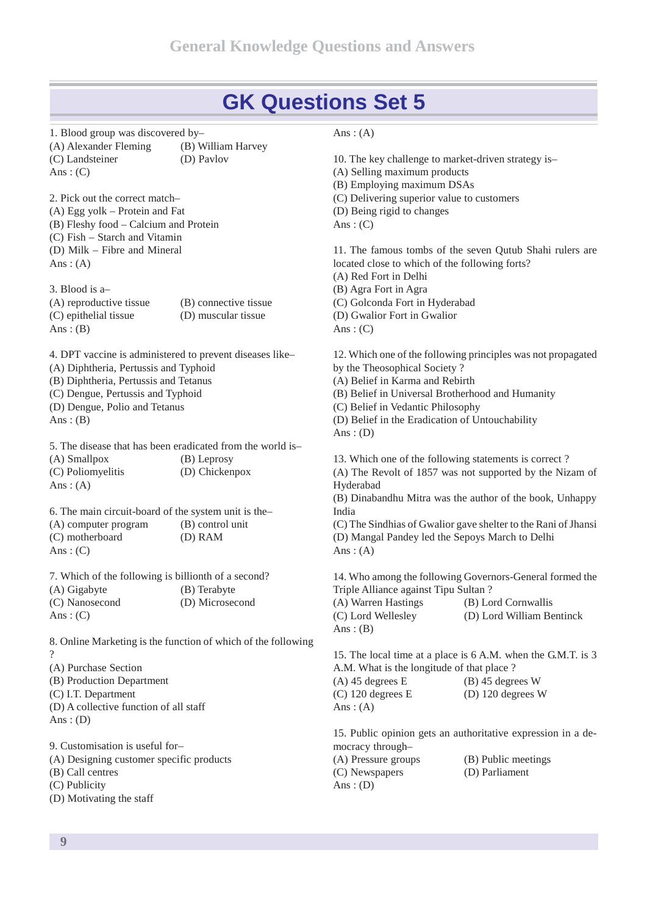# GK Questions Set 5

1. Blood group was discovered by–
(A) Alexander Fleming
(B) William Harvey
(C) Landsteiner
(D) Pavlov
Ans : (C)

2. Pick out the correct match–
(A) Egg yolk – Protein and Fat
(B) Fleshy food – Calcium and Protein
(C) Fish – Starch and Vitamin
(D) Milk – Fibre and Mineral
Ans : (A)

3. Blood is a–
(A) reproductive tissue
(B) connective tissue
(C) epithelial tissue
(D) muscular tissue
Ans : (B)

4. DPT vaccine is administered to prevent diseases like–
(A) Diphtheria, Pertussis and Typhoid
(B) Diphtheria, Pertussis and Tetanus
(C) Dengue, Pertussis and Typhoid
(D) Dengue, Polio and Tetanus
Ans : (B)

5. The disease that has been eradicated from the world is–
(A) Smallpox
(B) Leprosy
(C) Poliomyelitis
(D) Chickenpox
Ans : (A)

6. The main circuit-board of the system unit is the–
(A) computer program
(B) control unit
(C) motherboard
(D) RAM
Ans : (C)

7. Which of the following is billionth of a second?
(A) Gigabyte
(B) Terabyte
(C) Nanosecond
(D) Microsecond
Ans : (C)

8. Online Marketing is the function of which of the following ?
(A) Purchase Section
(B) Production Department
(C) I.T. Department
(D) A collective function of all staff
Ans : (D)

9. Customisation is useful for–
(A) Designing customer specific products
(B) Call centres
(C) Publicity
(D) Motivating the staff
Ans : (A)

10. The key challenge to market-driven strategy is–
(A) Selling maximum products
(B) Employing maximum DSAs
(C) Delivering superior value to customers
(D) Being rigid to changes
Ans : (C)

11. The famous tombs of the seven Qutub Shahi rulers are located close to which of the following forts?
(A) Red Fort in Delhi
(B) Agra Fort in Agra
(C) Golconda Fort in Hyderabad
(D) Gwalior Fort in Gwalior
Ans : (C)

12. Which one of the following principles was not propagated by the Theosophical Society ?
(A) Belief in Karma and Rebirth
(B) Belief in Universal Brotherhood and Humanity
(C) Belief in Vedantic Philosophy
(D) Belief in the Eradication of Untouchability
Ans : (D)

13. Which one of the following statements is correct ?
(A) The Revolt of 1857 was not supported by the Nizam of Hyderabad
(B) Dinabandhu Mitra was the author of the book, Unhappy India
(C) The Sindhias of Gwalior gave shelter to the Rani of Jhansi
(D) Mangal Pandey led the Sepoys March to Delhi
Ans : (A)

14. Who among the following Governors-General formed the Triple Alliance against Tipu Sultan ?
(A) Warren Hastings
(B) Lord Cornwallis
(C) Lord Wellesley
(D) Lord William Bentinck
Ans : (B)

15. The local time at a place is 6 A.M. when the G.M.T. is 3 A.M. What is the longitude of that place ?
(A) 45 degrees E
(B) 45 degrees W
(C) 120 degrees E
(D) 120 degrees W
Ans : (A)

15. Public opinion gets an authoritative expression in a democracy through–
(A) Pressure groups
(B) Public meetings
(C) Newspapers
(D) Parliament
Ans : (D)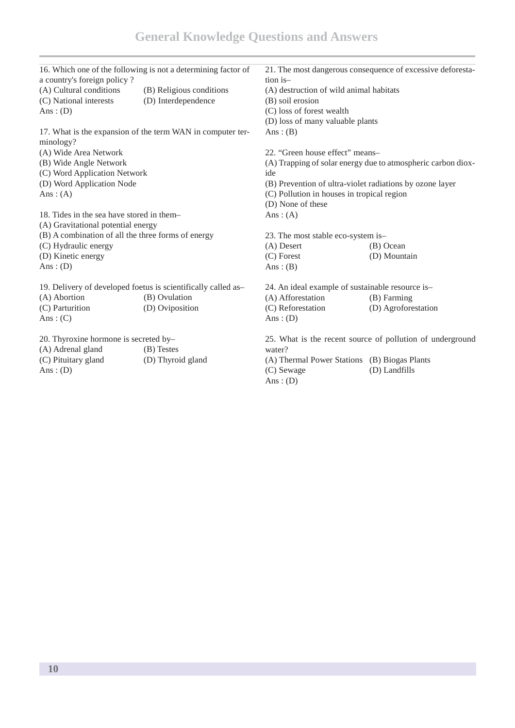16. Which one of the following is not a determining factor of a country's foreign policy ?
(A) Cultural conditions (B) Religious conditions
(C) National interests (D) Interdependence
Ans : (D)

17. What is the expansion of the term WAN in computer terminology?
(A) Wide Area Network
(B) Wide Angle Network
(C) Word Application Network
(D) Word Application Node
Ans : (A)

18. Tides in the sea have stored in them–
(A) Gravitational potential energy
(B) A combination of all the three forms of energy
(C) Hydraulic energy
(D) Kinetic energy
Ans : (D)

19. Delivery of developed foetus is scientifically called as–
(A) Abortion (B) Ovulation
(C) Parturition (D) Oviposition
Ans : (C)

20. Thyroxine hormone is secreted by–
(A) Adrenal gland (B) Testes
(C) Pituitary gland (D) Thyroid gland
Ans : (D)

21. The most dangerous consequence of excessive deforestation is–
(A) destruction of wild animal habitats
(B) soil erosion
(C) loss of forest wealth
(D) loss of many valuable plants
Ans : (B)

22. "Green house effect" means–
(A) Trapping of solar energy due to atmospheric carbon dioxide
(B) Prevention of ultra-violet radiations by ozone layer
(C) Pollution in houses in tropical region
(D) None of these
Ans : (A)

23. The most stable eco-system is–
(A) Desert (B) Ocean
(C) Forest (D) Mountain
Ans : (B)

24. An ideal example of sustainable resource is–
(A) Afforestation (B) Farming
(C) Reforestation (D) Agroforestation
Ans : (D)

25. What is the recent source of pollution of underground water?
(A) Thermal Power Stations (B) Biogas Plants
(C) Sewage (D) Landfills
Ans : (D)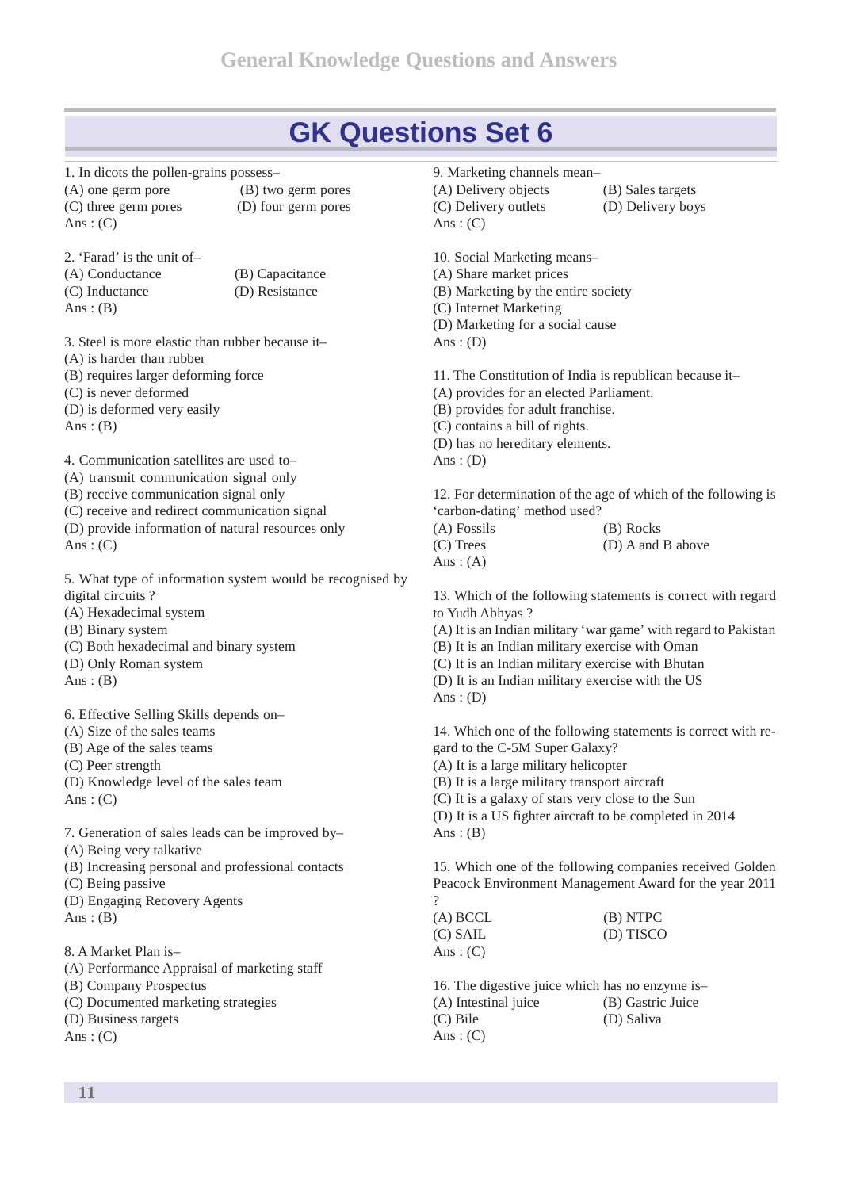# GK Questions Set 6

1. In dicots the pollen-grains possess–
(A) one germ pore (B) two germ pores
(C) three germ pores (D) four germ pores
Ans : (C)

2. 'Farad' is the unit of–
(A) Conductance (B) Capacitance
(C) Inductance (D) Resistance
Ans : (B)

3. Steel is more elastic than rubber because it–
(A) is harder than rubber
(B) requires larger deforming force
(C) is never deformed
(D) is deformed very easily
Ans : (B)

4. Communication satellites are used to–
(A) transmit communication signal only
(B) receive communication signal only
(C) receive and redirect communication signal
(D) provide information of natural resources only
Ans : (C)

5. What type of information system would be recognised by digital circuits ?
(A) Hexadecimal system
(B) Binary system
(C) Both hexadecimal and binary system
(D) Only Roman system
Ans : (B)

6. Effective Selling Skills depends on–
(A) Size of the sales teams
(B) Age of the sales teams
(C) Peer strength
(D) Knowledge level of the sales team
Ans : (C)

7. Generation of sales leads can be improved by–
(A) Being very talkative
(B) Increasing personal and professional contacts
(C) Being passive
(D) Engaging Recovery Agents
Ans : (B)

8. A Market Plan is–
(A) Performance Appraisal of marketing staff
(B) Company Prospectus
(C) Documented marketing strategies
(D) Business targets
Ans : (C)

9. Marketing channels mean–
(A) Delivery objects (B) Sales targets
(C) Delivery outlets (D) Delivery boys
Ans : (C)

10. Social Marketing means–
(A) Share market prices
(B) Marketing by the entire society
(C) Internet Marketing
(D) Marketing for a social cause
Ans : (D)

11. The Constitution of India is republican because it–
(A) provides for an elected Parliament.
(B) provides for adult franchise.
(C) contains a bill of rights.
(D) has no hereditary elements.
Ans : (D)

12. For determination of the age of which of the following is 'carbon-dating' method used?
(A) Fossils (B) Rocks
(C) Trees (D) A and B above
Ans : (A)

13. Which of the following statements is correct with regard to Yudh Abhyas ?
(A) It is an Indian military 'war game' with regard to Pakistan
(B) It is an Indian military exercise with Oman
(C) It is an Indian military exercise with Bhutan
(D) It is an Indian military exercise with the US
Ans : (D)

14. Which one of the following statements is correct with regard to the C-5M Super Galaxy?
(A) It is a large military helicopter
(B) It is a large military transport aircraft
(C) It is a galaxy of stars very close to the Sun
(D) It is a US fighter aircraft to be completed in 2014
Ans : (B)

15. Which one of the following companies received Golden Peacock Environment Management Award for the year 2011 ?
(A) BCCL (B) NTPC
(C) SAIL (D) TISCO
Ans : (C)

16. The digestive juice which has no enzyme is–
(A) Intestinal juice (B) Gastric Juice
(C) Bile (D) Saliva
Ans : (C)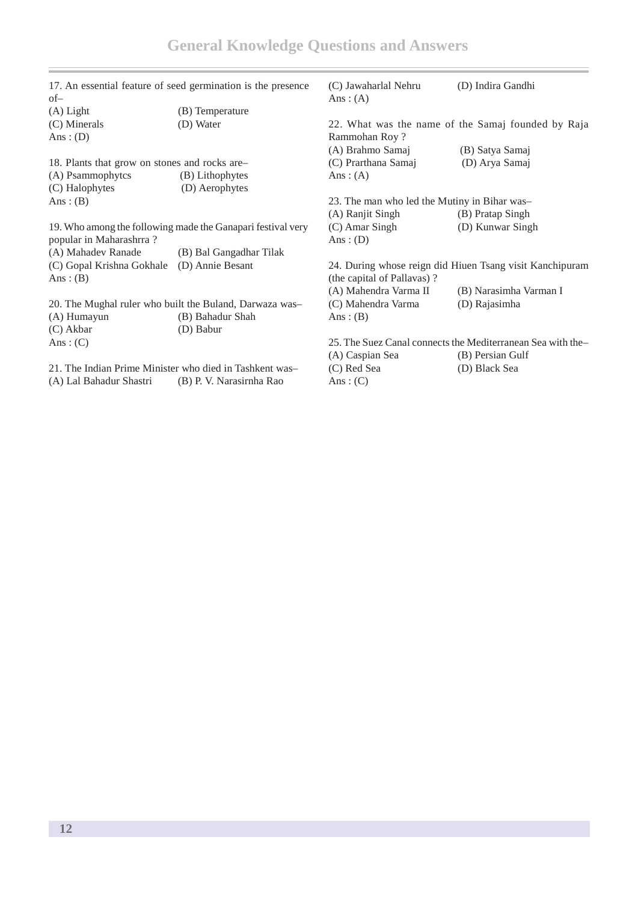17. An essential feature of seed germination is the presence of–

(A) Light (B) Temperature
(C) Minerals (D) Water
Ans : (D)

18. Plants that grow on stones and rocks are–

(A) Psammophytcs (B) Lithophytes
(C) Halophytes (D) Aerophytes
Ans : (B)

19. Who among the following made the Ganapari festival very popular in Maharashrra ?

(A) Mahadev Ranade (B) Bal Gangadhar Tilak
(C) Gopal Krishna Gokhale (D) Annie Besant
Ans : (B)

20. The Mughal ruler who built the Buland, Darwaza was–

(A) Humayun (B) Bahadur Shah
(C) Akbar (D) Babur
Ans : (C)

21. The Indian Prime Minister who died in Tashkent was–

(A) Lal Bahadur Shastri (B) P. V. Narasirnha Rao
(C) Jawaharlal Nehru (D) Indira Gandhi
Ans : (A)

22. What was the name of the Samaj founded by Raja Rammohan Roy ?

(A) Brahmo Samaj (B) Satya Samaj
(C) Prarthana Samaj (D) Arya Samaj
Ans : (A)

23. The man who led the Mutiny in Bihar was–

(A) Ranjit Singh (B) Pratap Singh
(C) Amar Singh (D) Kunwar Singh
Ans : (D)

24. During whose reign did Hiuen Tsang visit Kanchipuram (the capital of Pallavas) ?

(A) Mahendra Varma II (B) Narasimha Varman I
(C) Mahendra Varma (D) Rajasimha
Ans : (B)

25. The Suez Canal connects the Mediterranean Sea with the–

(A) Caspian Sea (B) Persian Gulf
(C) Red Sea (D) Black Sea
Ans : (C)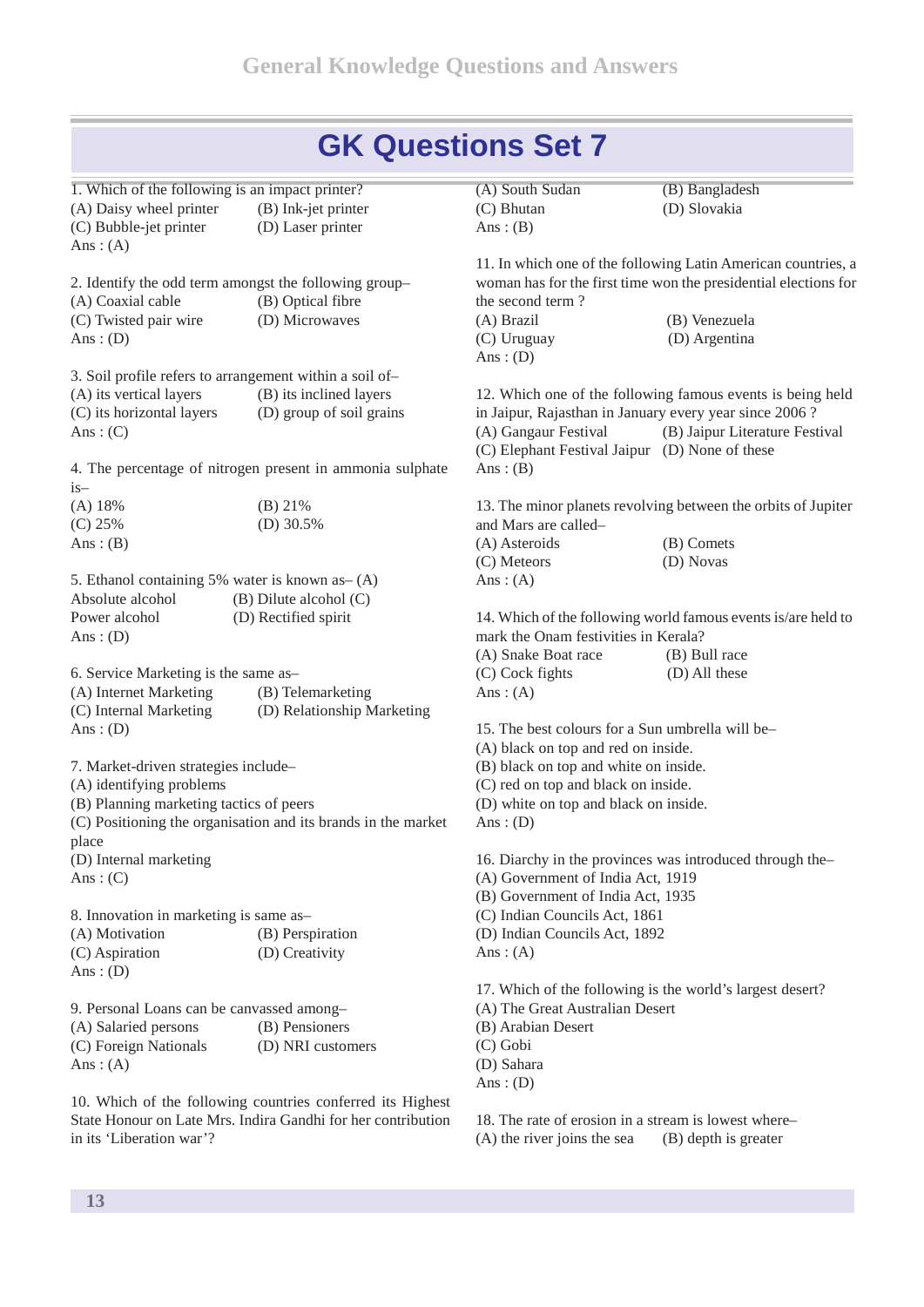# GK Questions Set 7

1. Which of the following is an impact printer?
(A) Daisy wheel printer (B) Ink-jet printer
(C) Bubble-jet printer (D) Laser printer
Ans : (A)

2. Identify the odd term amongst the following group–
(A) Coaxial cable (B) Optical fibre
(C) Twisted pair wire (D) Microwaves
Ans : (D)

3. Soil profile refers to arrangement within a soil of–
(A) its vertical layers (B) its inclined layers
(C) its horizontal layers (D) group of soil grains
Ans : (C)

4. The percentage of nitrogen present in ammonia sulphate is–
(A) 18% (B) 21%
(C) 25% (D) 30.5%
Ans : (B)

5. Ethanol containing 5% water is known as– (A) Absolute alcohol (B) Dilute alcohol (C) Power alcohol (D) Rectified spirit
Ans : (D)

6. Service Marketing is the same as–
(A) Internet Marketing (B) Telemarketing
(C) Internal Marketing (D) Relationship Marketing
Ans : (D)

7. Market-driven strategies include–
(A) identifying problems
(B) Planning marketing tactics of peers
(C) Positioning the organisation and its brands in the market place
(D) Internal marketing
Ans : (C)

8. Innovation in marketing is same as–
(A) Motivation (B) Perspiration
(C) Aspiration (D) Creativity
Ans : (D)

9. Personal Loans can be canvassed among–
(A) Salaried persons (B) Pensioners
(C) Foreign Nationals (D) NRI customers
Ans : (A)

10. Which of the following countries conferred its Highest State Honour on Late Mrs. Indira Gandhi for her contribution in its 'Liberation war'?
(A) South Sudan (B) Bangladesh
(C) Bhutan (D) Slovakia
Ans : (B)

11. In which one of the following Latin American countries, a woman has for the first time won the presidential elections for the second term ?
(A) Brazil (B) Venezuela
(C) Uruguay (D) Argentina
Ans : (D)

12. Which one of the following famous events is being held in Jaipur, Rajasthan in January every year since 2006 ?
(A) Gangaur Festival (B) Jaipur Literature Festival
(C) Elephant Festival Jaipur (D) None of these
Ans : (B)

13. The minor planets revolving between the orbits of Jupiter and Mars are called–
(A) Asteroids (B) Comets
(C) Meteors (D) Novas
Ans : (A)

14. Which of the following world famous events is/are held to mark the Onam festivities in Kerala?
(A) Snake Boat race (B) Bull race
(C) Cock fights (D) All these
Ans : (A)

15. The best colours for a Sun umbrella will be–
(A) black on top and red on inside.
(B) black on top and white on inside.
(C) red on top and black on inside.
(D) white on top and black on inside.
Ans : (D)

16. Diarchy in the provinces was introduced through the–
(A) Government of India Act, 1919
(B) Government of India Act, 1935
(C) Indian Councils Act, 1861
(D) Indian Councils Act, 1892
Ans : (A)

17. Which of the following is the world's largest desert?
(A) The Great Australian Desert
(B) Arabian Desert
(C) Gobi
(D) Sahara
Ans : (D)

18. The rate of erosion in a stream is lowest where–
(A) the river joins the sea (B) depth is greater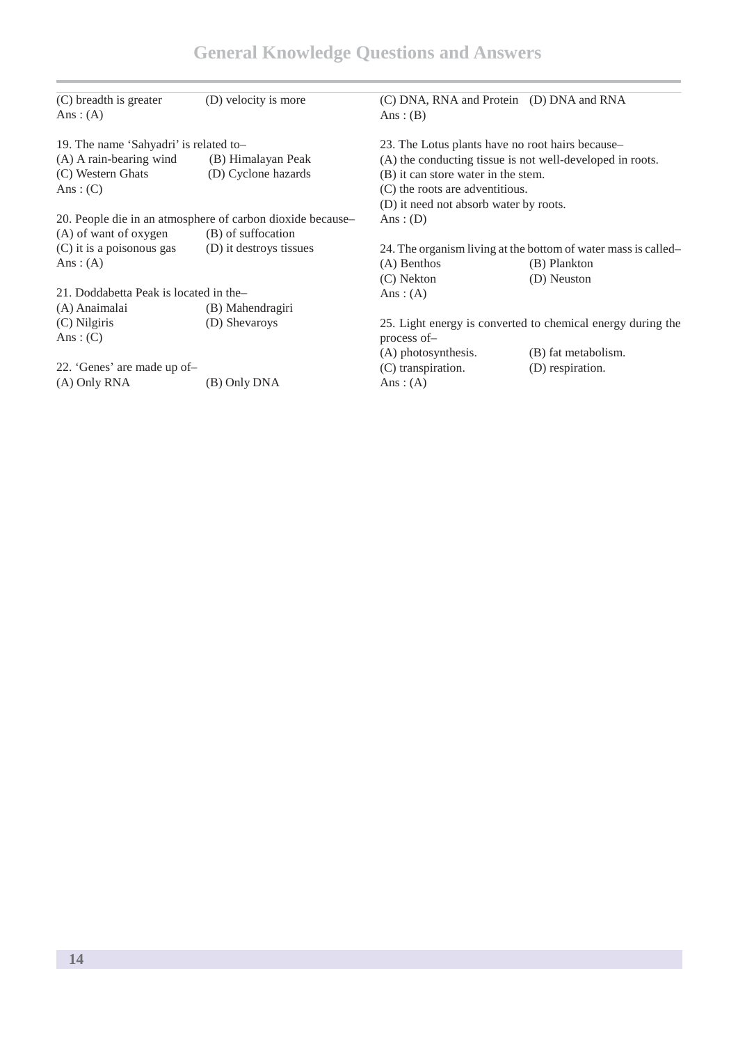(C) breadth is greater (D) velocity is more
Ans : (A)

19. The name 'Sahyadri' is related to–
(A) A rain-bearing wind (B) Himalayan Peak
(C) Western Ghats (D) Cyclone hazards
Ans : (C)

20. People die in an atmosphere of carbon dioxide because–
(A) of want of oxygen (B) of suffocation
(C) it is a poisonous gas (D) it destroys tissues
Ans : (A)

21. Doddabetta Peak is located in the–
(A) Anaimalai (B) Mahendragiri
(C) Nilgiris (D) Shevaroys
Ans : (C)

22. 'Genes' are made up of–
(A) Only RNA (B) Only DNA
(C) DNA, RNA and Protein (D) DNA and RNA
Ans : (B)

23. The Lotus plants have no root hairs because–
(A) the conducting tissue is not well-developed in roots.
(B) it can store water in the stem.
(C) the roots are adventitious.
(D) it need not absorb water by roots.
Ans : (D)

24. The organism living at the bottom of water mass is called–
(A) Benthos (B) Plankton
(C) Nekton (D) Neuston
Ans : (A)

25. Light energy is converted to chemical energy during the process of–
(A) photosynthesis. (B) fat metabolism.
(C) transpiration. (D) respiration.
Ans : (A)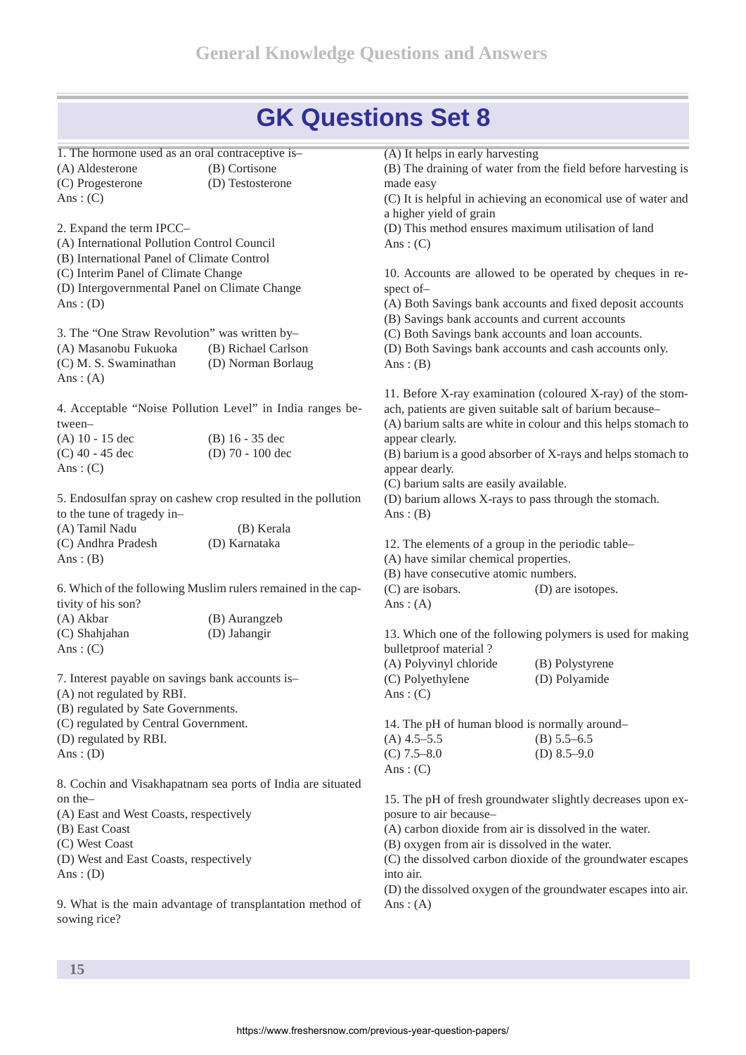# GK Questions Set 8

1. The hormone used as an oral contraceptive is–

(A) Aldesterone (B) Cortisone
(C) Progesterone (D) Testosterone
Ans : (C)

2. Expand the term IPCC–

(A) International Pollution Control Council
(B) International Panel of Climate Control
(C) Interim Panel of Climate Change
(D) Intergovernmental Panel on Climate Change
Ans : (D)

3. The "One Straw Revolution" was written by–

(A) Masanobu Fukuoka (B) Richael Carlson
(C) M. S. Swaminathan (D) Norman Borlaug
Ans : (A)

4. Acceptable "Noise Pollution Level" in India ranges between–

(A) 10 - 15 dec (B) 16 - 35 dec
(C) 40 - 45 dec (D) 70 - 100 dec
Ans : (C)

5. Endosulfan spray on cashew crop resulted in the pollution to the tune of tragedy in–

(A) Tamil Nadu (B) Kerala
(C) Andhra Pradesh (D) Karnataka
Ans : (B)

6. Which of the following Muslim rulers remained in the captivity of his son?

(A) Akbar (B) Aurangzeb
(C) Shahjahan (D) Jahangir
Ans : (C)

7. Interest payable on savings bank accounts is–

(A) not regulated by RBI.
(B) regulated by Sate Governments.
(C) regulated by Central Government.
(D) regulated by RBI.
Ans : (D)

8. Cochin and Visakhapatnam sea ports of India are situated on the–

(A) East and West Coasts, respectively
(B) East Coast
(C) West Coast
(D) West and East Coasts, respectively
Ans : (D)

9. What is the main advantage of transplantation method of sowing rice?

(A) It helps in early harvesting
(B) The draining of water from the field before harvesting is made easy
(C) It is helpful in achieving an economical use of water and a higher yield of grain
(D) This method ensures maximum utilisation of land
Ans : (C)

10. Accounts are allowed to be operated by cheques in respect of–

(A) Both Savings bank accounts and fixed deposit accounts
(B) Savings bank accounts and current accounts
(C) Both Savings bank accounts and loan accounts.
(D) Both Savings bank accounts and cash accounts only.
Ans : (B)

11. Before X-ray examination (coloured X-ray) of the stomach, patients are given suitable salt of barium because–

(A) barium salts are white in colour and this helps stomach to appear clearly.
(B) barium is a good absorber of X-rays and helps stomach to appear dearly.
(C) barium salts are easily available.
(D) barium allows X-rays to pass through the stomach.
Ans : (B)

12. The elements of a group in the periodic table–

(A) have similar chemical properties.
(B) have consecutive atomic numbers.
(C) are isobars. (D) are isotopes.
Ans : (A)

13. Which one of the following polymers is used for making bulletproof material ?

(A) Polyvinyl chloride (B) Polystyrene
(C) Polyethylene (D) Polyamide
Ans : (C)

14. The pH of human blood is normally around–

(A) 4.5–5.5 (B) 5.5–6.5
(C) 7.5–8.0 (D) 8.5–9.0
Ans : (C)

15. The pH of fresh groundwater slightly decreases upon exposure to air because–

(A) carbon dioxide from air is dissolved in the water.
(B) oxygen from air is dissolved in the water.
(C) the dissolved carbon dioxide of the groundwater escapes into air.
(D) the dissolved oxygen of the groundwater escapes into air.
Ans : (A)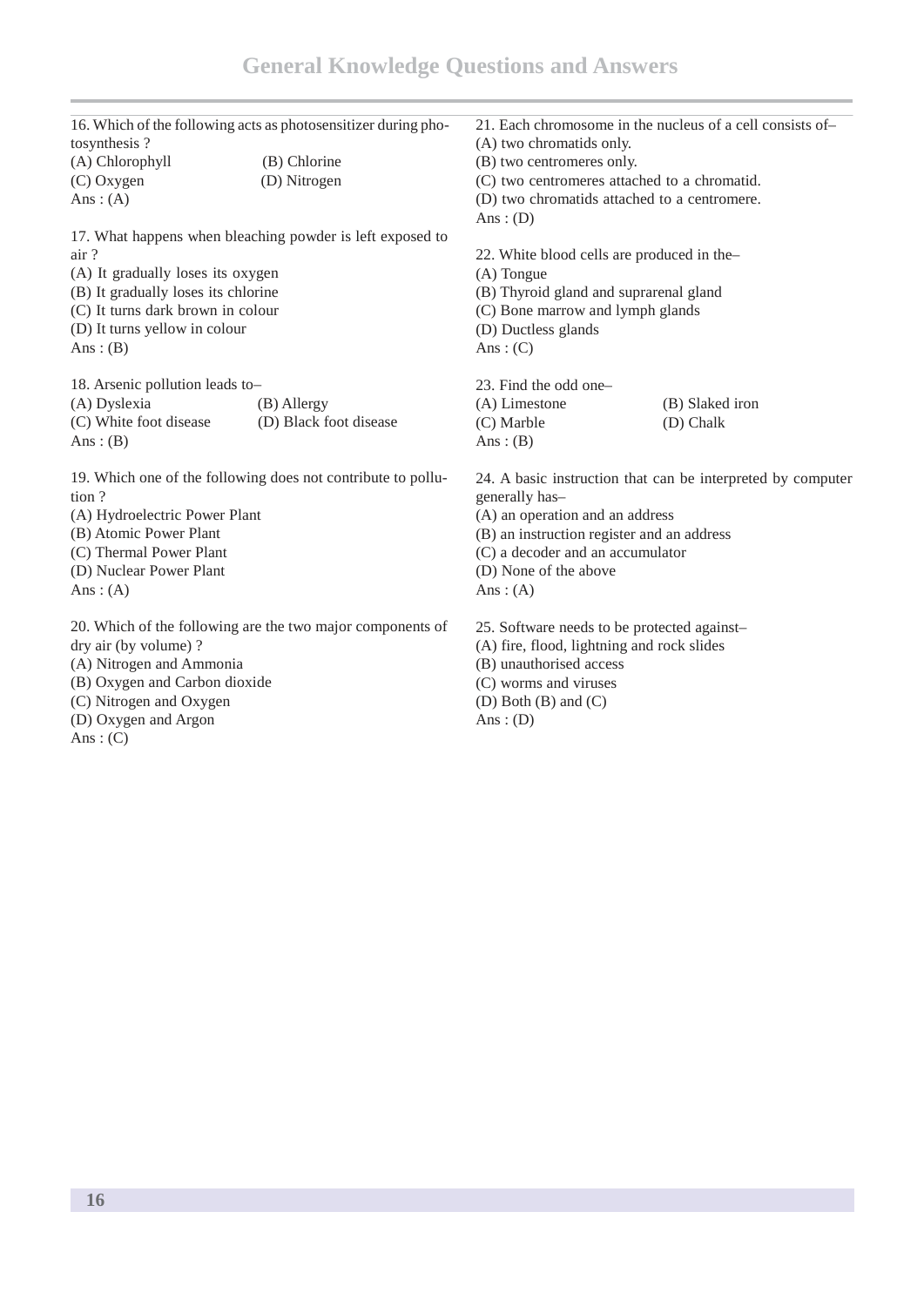16. Which of the following acts as photosensitizer during photosynthesis ?
(A) Chlorophyll (B) Chlorine
(C) Oxygen (D) Nitrogen
Ans : (A)

17. What happens when bleaching powder is left exposed to air ?
(A) It gradually loses its oxygen
(B) It gradually loses its chlorine
(C) It turns dark brown in colour
(D) It turns yellow in colour
Ans : (B)

18. Arsenic pollution leads to–
(A) Dyslexia (B) Allergy
(C) White foot disease (D) Black foot disease
Ans : (B)

19. Which one of the following does not contribute to pollution ?
(A) Hydroelectric Power Plant
(B) Atomic Power Plant
(C) Thermal Power Plant
(D) Nuclear Power Plant
Ans : (A)

20. Which of the following are the two major components of dry air (by volume) ?
(A) Nitrogen and Ammonia
(B) Oxygen and Carbon dioxide
(C) Nitrogen and Oxygen
(D) Oxygen and Argon
Ans : (C)

21. Each chromosome in the nucleus of a cell consists of–
(A) two chromatids only.
(B) two centromeres only.
(C) two centromeres attached to a chromatid.
(D) two chromatids attached to a centromere.
Ans : (D)

22. White blood cells are produced in the–
(A) Tongue
(B) Thyroid gland and suprarenal gland
(C) Bone marrow and lymph glands
(D) Ductless glands
Ans : (C)

23. Find the odd one–
(A) Limestone (B) Slaked iron
(C) Marble (D) Chalk
Ans : (B)

24. A basic instruction that can be interpreted by computer generally has–
(A) an operation and an address
(B) an instruction register and an address
(C) a decoder and an accumulator
(D) None of the above
Ans : (A)

25. Software needs to be protected against–
(A) fire, flood, lightning and rock slides
(B) unauthorised access
(C) worms and viruses
(D) Both (B) and (C)
Ans : (D)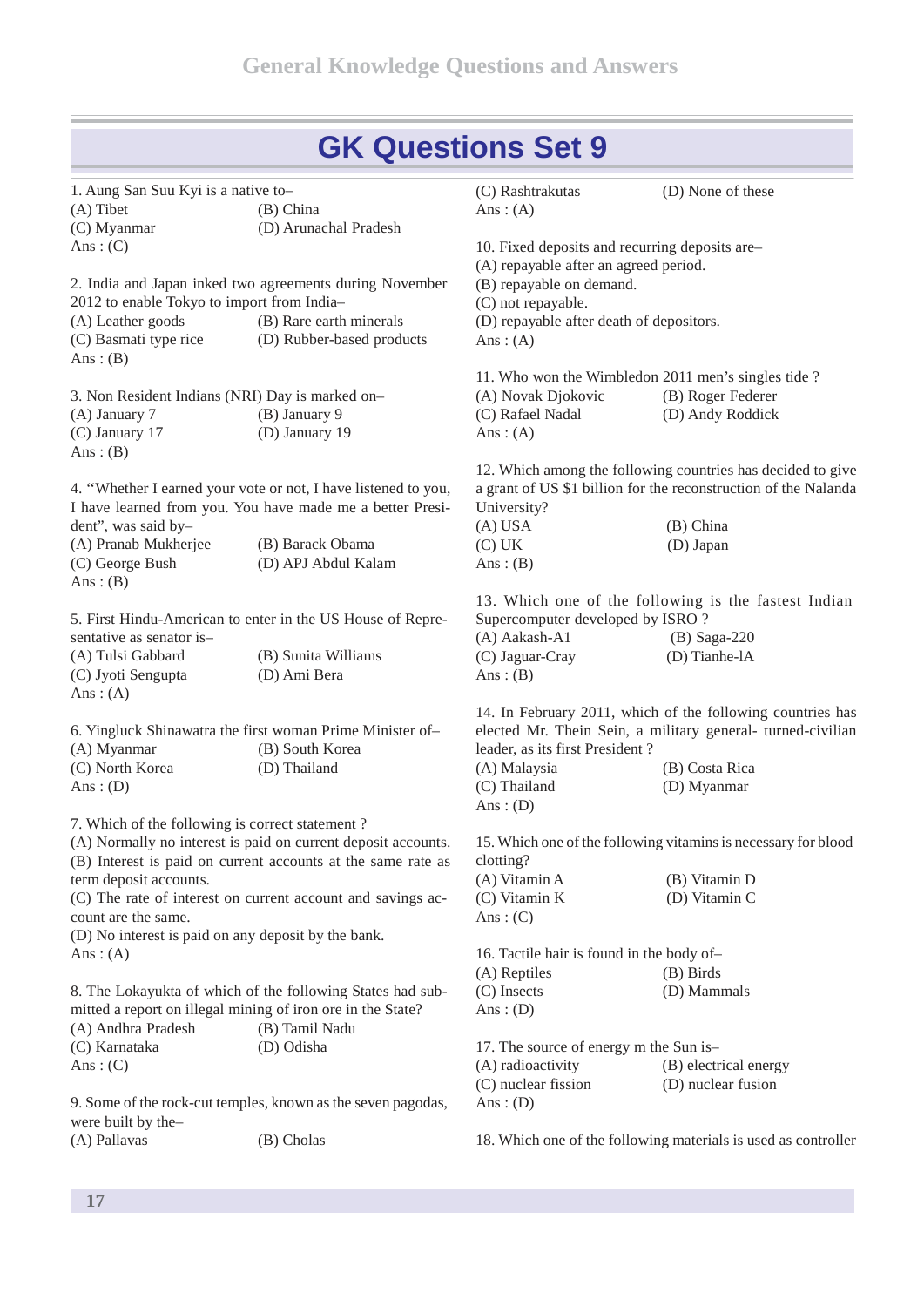# GK Questions Set 9

1. Aung San Suu Kyi is a native to–
(A) Tibet (B) China
(C) Myanmar (D) Arunachal Pradesh
Ans : (C)

2. India and Japan inked two agreements during November 2012 to enable Tokyo to import from India–
(A) Leather goods (B) Rare earth minerals
(C) Basmati type rice (D) Rubber-based products
Ans : (B)

3. Non Resident Indians (NRI) Day is marked on–
(A) January 7 (B) January 9
(C) January 17 (D) January 19
Ans : (B)

4. ''Whether I earned your vote or not, I have listened to you, I have learned from you. You have made me a better President", was said by–
(A) Pranab Mukherjee (B) Barack Obama
(C) George Bush (D) APJ Abdul Kalam
Ans : (B)

5. First Hindu-American to enter in the US House of Representative as senator is–
(A) Tulsi Gabbard (B) Sunita Williams
(C) Jyoti Sengupta (D) Ami Bera
Ans : (A)

6. Yingluck Shinawatra the first woman Prime Minister of–
(A) Myanmar (B) South Korea
(C) North Korea (D) Thailand
Ans : (D)

7. Which of the following is correct statement ?
(A) Normally no interest is paid on current deposit accounts.
(B) Interest is paid on current accounts at the same rate as term deposit accounts.
(C) The rate of interest on current account and savings account are the same.
(D) No interest is paid on any deposit by the bank.
Ans : (A)

8. The Lokayukta of which of the following States had submitted a report on illegal mining of iron ore in the State?
(A) Andhra Pradesh (B) Tamil Nadu
(C) Karnataka (D) Odisha
Ans : (C)

9. Some of the rock-cut temples, known as the seven pagodas, were built by the–
(A) Pallavas (B) Cholas
(C) Rashtrakutas (D) None of these
Ans : (A)

10. Fixed deposits and recurring deposits are–
(A) repayable after an agreed period.
(B) repayable on demand.
(C) not repayable.
(D) repayable after death of depositors.
Ans : (A)

11. Who won the Wimbledon 2011 men's singles tide ?
(A) Novak Djokovic (B) Roger Federer
(C) Rafael Nadal (D) Andy Roddick
Ans : (A)

12. Which among the following countries has decided to give a grant of US $1 billion for the reconstruction of the Nalanda University?
(A) USA (B) China
(C) UK (D) Japan
Ans : (B)

13. Which one of the following is the fastest Indian Supercomputer developed by ISRO ?
(A) Aakash-A1 (B) Saga-220
(C) Jaguar-Cray (D) Tianhe-lA
Ans : (B)

14. In February 2011, which of the following countries has elected Mr. Thein Sein, a military general- turned-civilian leader, as its first President ?
(A) Malaysia (B) Costa Rica
(C) Thailand (D) Myanmar
Ans : (D)

15. Which one of the following vitamins is necessary for blood clotting?
(A) Vitamin A (B) Vitamin D
(C) Vitamin K (D) Vitamin C
Ans : (C)

16. Tactile hair is found in the body of–
(A) Reptiles (B) Birds
(C) Insects (D) Mammals
Ans : (D)

17. The source of energy m the Sun is–
(A) radioactivity (B) electrical energy
(C) nuclear fission (D) nuclear fusion
Ans : (D)

18. Which one of the following materials is used as controller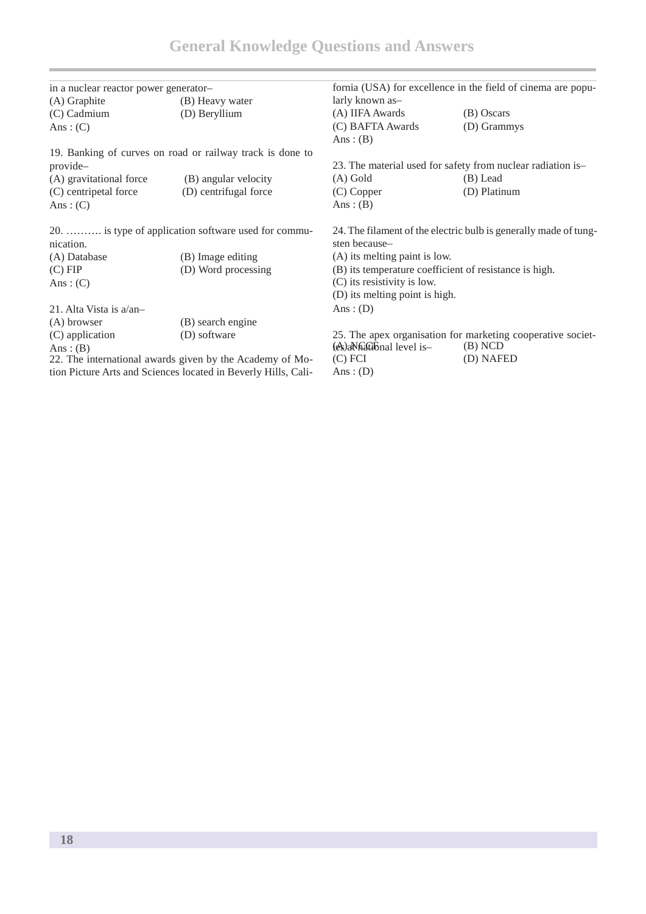in a nuclear reactor power generator–

(A) Graphite (B) Heavy water
(C) Cadmium (D) Beryllium
Ans : (C)

19. Banking of curves on road or railway track is done to provide–

(A) gravitational force (B) angular velocity
(C) centripetal force (D) centrifugal force
Ans : (C)

20. ………. is type of application software used for communication.

(A) Database (B) Image editing
(C) FIP (D) Word processing
Ans : (C)

21. Alta Vista is a/an–

(A) browser (B) search engine
(C) application (D) software
Ans : (B)

22. The international awards given by the Academy of Motion Picture Arts and Sciences located in Beverly Hills, California (USA) for excellence in the field of cinema are popularly known as–

(A) IIFA Awards (B) Oscars
(C) BAFTA Awards (D) Grammys
Ans : (B)

23. The material used for safety from nuclear radiation is–

(A) Gold (B) Lead
(C) Copper (D) Platinum
Ans : (B)

24. The filament of the electric bulb is generally made of tungsten because–

(A) its melting paint is low.
(B) its temperature coefficient of resistance is high.
(C) its resistivity is low.
(D) its melting point is high.
Ans : (D)

25. The apex organisation for marketing cooperative societies at national level is–

(A) NCCF (B) NCD
(C) FCI (D) NAFED
Ans : (D)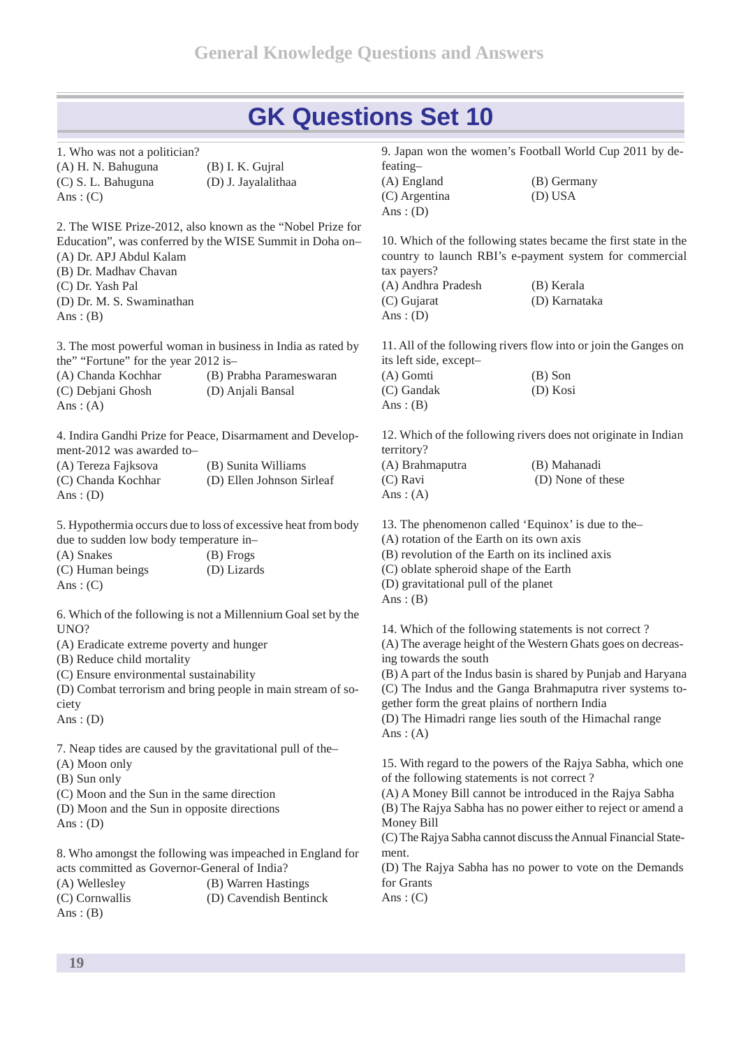# GK Questions Set 10

1. Who was not a politician?
(A) H. N. Bahuguna (B) I. K. Gujral
(C) S. L. Bahuguna (D) J. Jayalalithaa
Ans : (C)

2. The WISE Prize-2012, also known as the "Nobel Prize for Education", was conferred by the WISE Summit in Doha on–
(A) Dr. APJ Abdul Kalam
(B) Dr. Madhav Chavan
(C) Dr. Yash Pal
(D) Dr. M. S. Swaminathan
Ans : (B)

3. The most powerful woman in business in India as rated by the" "Fortune" for the year 2012 is–
(A) Chanda Kochhar (B) Prabha Parameswaran
(C) Debjani Ghosh (D) Anjali Bansal
Ans : (A)

4. Indira Gandhi Prize for Peace, Disarmament and Development-2012 was awarded to–
(A) Tereza Fajksova (B) Sunita Williams
(C) Chanda Kochhar (D) Ellen Johnson Sirleaf
Ans : (D)

5. Hypothermia occurs due to loss of excessive heat from body due to sudden low body temperature in–
(A) Snakes (B) Frogs
(C) Human beings (D) Lizards
Ans : (C)

6. Which of the following is not a Millennium Goal set by the UNO?
(A) Eradicate extreme poverty and hunger
(B) Reduce child mortality
(C) Ensure environmental sustainability
(D) Combat terrorism and bring people in main stream of society
Ans : (D)

7. Neap tides are caused by the gravitational pull of the–
(A) Moon only
(B) Sun only
(C) Moon and the Sun in the same direction
(D) Moon and the Sun in opposite directions
Ans : (D)

8. Who amongst the following was impeached in England for acts committed as Governor-General of India?
(A) Wellesley (B) Warren Hastings
(C) Cornwallis (D) Cavendish Bentinck
Ans : (B)

9. Japan won the women's Football World Cup 2011 by defeating–
(A) England (B) Germany
(C) Argentina (D) USA
Ans : (D)

10. Which of the following states became the first state in the country to launch RBI's e-payment system for commercial tax payers?
(A) Andhra Pradesh (B) Kerala
(C) Gujarat (D) Karnataka
Ans : (D)

11. All of the following rivers flow into or join the Ganges on its left side, except–
(A) Gomti (B) Son
(C) Gandak (D) Kosi
Ans : (B)

12. Which of the following rivers does not originate in Indian territory?
(A) Brahmaputra (B) Mahanadi
(C) Ravi (D) None of these
Ans : (A)

13. The phenomenon called 'Equinox' is due to the–
(A) rotation of the Earth on its own axis
(B) revolution of the Earth on its inclined axis
(C) oblate spheroid shape of the Earth
(D) gravitational pull of the planet
Ans : (B)

14. Which of the following statements is not correct ?
(A) The average height of the Western Ghats goes on decreasing towards the south
(B) A part of the Indus basin is shared by Punjab and Haryana
(C) The Indus and the Ganga Brahmaputra river systems together form the great plains of northern India
(D) The Himadri range lies south of the Himachal range
Ans : (A)

15. With regard to the powers of the Rajya Sabha, which one of the following statements is not correct ?
(A) A Money Bill cannot be introduced in the Rajya Sabha
(B) The Rajya Sabha has no power either to reject or amend a Money Bill
(C) The Rajya Sabha cannot discuss the Annual Financial Statement.
(D) The Rajya Sabha has no power to vote on the Demands for Grants
Ans : (C)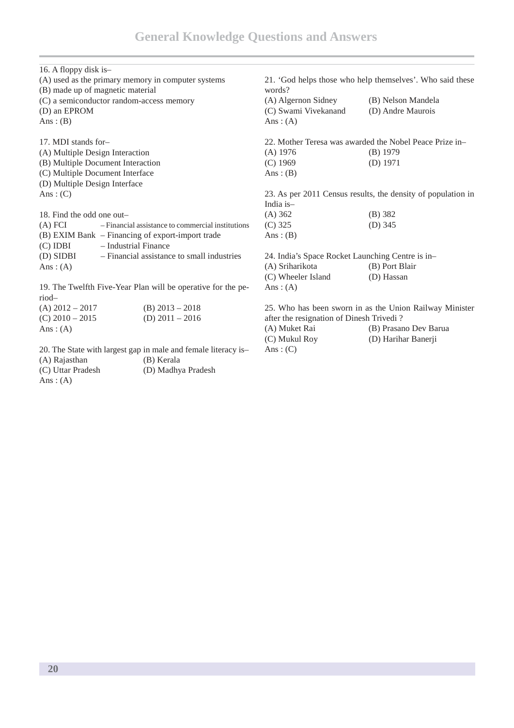16. A floppy disk is–
(A) used as the primary memory in computer systems
(B) made up of magnetic material
(C) a semiconductor random-access memory
(D) an EPROM
Ans : (B)

17. MDI stands for–
(A) Multiple Design Interaction
(B) Multiple Document Interaction
(C) Multiple Document Interface
(D) Multiple Design Interface
Ans : (C)

18. Find the odd one out–
(A) FCI – Financial assistance to commercial institutions
(B) EXIM Bank – Financing of export-import trade
(C) IDBI – Industrial Finance
(D) SIDBI – Financial assistance to small industries
Ans : (A)

19. The Twelfth Five-Year Plan will be operative for the period–
(A) 2012 – 2017 (B) 2013 – 2018
(C) 2010 – 2015 (D) 2011 – 2016
Ans : (A)

20. The State with largest gap in male and female literacy is–
(A) Rajasthan (B) Kerala
(C) Uttar Pradesh (D) Madhya Pradesh
Ans : (A)

21. 'God helps those who help themselves'. Who said these words?
(A) Algernon Sidney (B) Nelson Mandela
(C) Swami Vivekanand (D) Andre Maurois
Ans : (A)

22. Mother Teresa was awarded the Nobel Peace Prize in–
(A) 1976 (B) 1979
(C) 1969 (D) 1971
Ans : (B)

23. As per 2011 Census results, the density of population in India is–
(A) 362 (B) 382
(C) 325 (D) 345
Ans : (B)

24. India's Space Rocket Launching Centre is in–
(A) Sriharikota (B) Port Blair
(C) Wheeler Island (D) Hassan
Ans : (A)

25. Who has been sworn in as the Union Railway Minister after the resignation of Dinesh Trivedi ?
(A) Muket Rai (B) Prasano Dev Barua
(C) Mukul Roy (D) Harihar Banerji
Ans : (C)